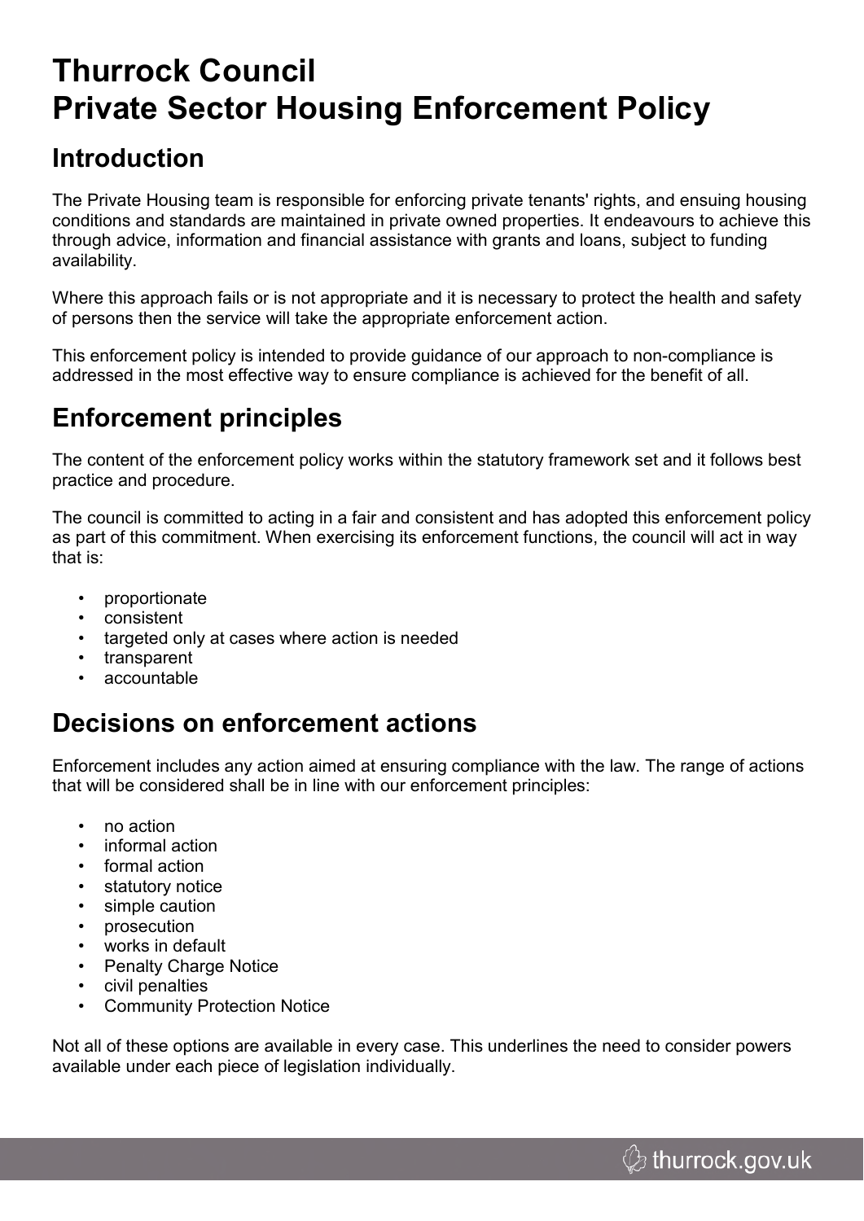# Thurrock Council
# Private Sector Housing Enforcement Policy

## Introduction

The Private Housing team is responsible for enforcing private tenants' rights, and ensuing housing conditions and standards are maintained in private owned properties. It endeavours to achieve this through advice, information and financial assistance with grants and loans, subject to funding availability.

Where this approach fails or is not appropriate and it is necessary to protect the health and safety of persons then the service will take the appropriate enforcement action.

This enforcement policy is intended to provide guidance of our approach to non-compliance is addressed in the most effective way to ensure compliance is achieved for the benefit of all.

## Enforcement principles

The content of the enforcement policy works within the statutory framework set and it follows best practice and procedure.

The council is committed to acting in a fair and consistent and has adopted this enforcement policy as part of this commitment. When exercising its enforcement functions, the council will act in way that is:

- proportionate
- consistent
- targeted only at cases where action is needed
- transparent
- accountable

## Decisions on enforcement actions

Enforcement includes any action aimed at ensuring compliance with the law. The range of actions that will be considered shall be in line with our enforcement principles:

- no action
- informal action
- formal action
- statutory notice
- simple caution
- prosecution
- works in default
- Penalty Charge Notice
- civil penalties
- Community Protection Notice

Not all of these options are available in every case. This underlines the need to consider powers available under each piece of legislation individually.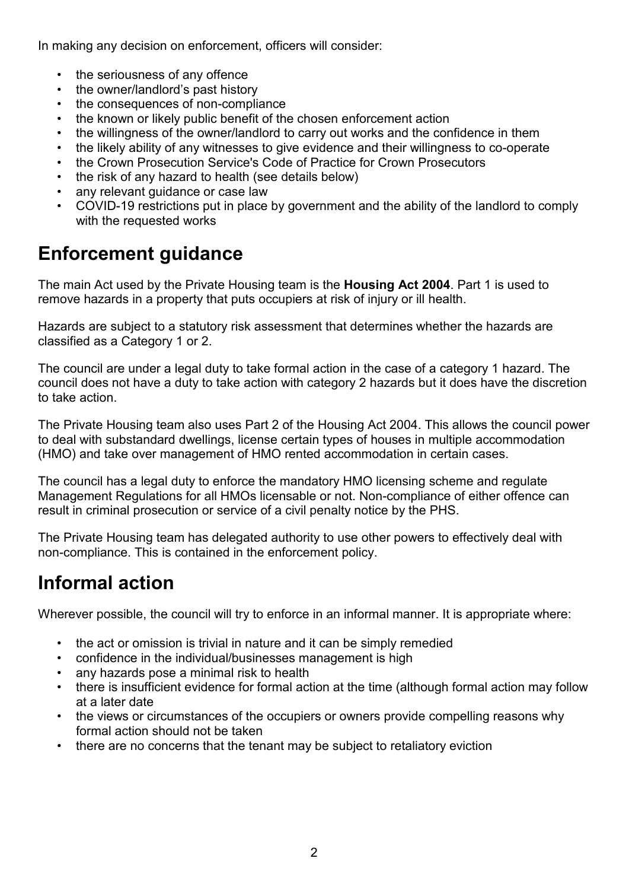In making any decision on enforcement, officers will consider:

- the seriousness of any offence
- the owner/landlord's past history
- the consequences of non-compliance
- the known or likely public benefit of the chosen enforcement action
- the willingness of the owner/landlord to carry out works and the confidence in them
- the likely ability of any witnesses to give evidence and their willingness to co-operate
- the Crown Prosecution Service's Code of Practice for Crown Prosecutors
- the risk of any hazard to health (see details below)
- any relevant guidance or case law
- COVID-19 restrictions put in place by government and the ability of the landlord to comply with the requested works

## Enforcement guidance

The main Act used by the Private Housing team is the **Housing Act 2004**. Part 1 is used to remove hazards in a property that puts occupiers at risk of injury or ill health.

Hazards are subject to a statutory risk assessment that determines whether the hazards are classified as a Category 1 or 2.

The council are under a legal duty to take formal action in the case of a category 1 hazard. The council does not have a duty to take action with category 2 hazards but it does have the discretion to take action.

The Private Housing team also uses Part 2 of the Housing Act 2004. This allows the council power to deal with substandard dwellings, license certain types of houses in multiple accommodation (HMO) and take over management of HMO rented accommodation in certain cases.

The council has a legal duty to enforce the mandatory HMO licensing scheme and regulate Management Regulations for all HMOs licensable or not. Non-compliance of either offence can result in criminal prosecution or service of a civil penalty notice by the PHS.

The Private Housing team has delegated authority to use other powers to effectively deal with non-compliance. This is contained in the enforcement policy.

## Informal action

Wherever possible, the council will try to enforce in an informal manner. It is appropriate where:

- the act or omission is trivial in nature and it can be simply remedied
- confidence in the individual/businesses management is high
- any hazards pose a minimal risk to health
- there is insufficient evidence for formal action at the time (although formal action may follow at a later date
- the views or circumstances of the occupiers or owners provide compelling reasons why formal action should not be taken
- there are no concerns that the tenant may be subject to retaliatory eviction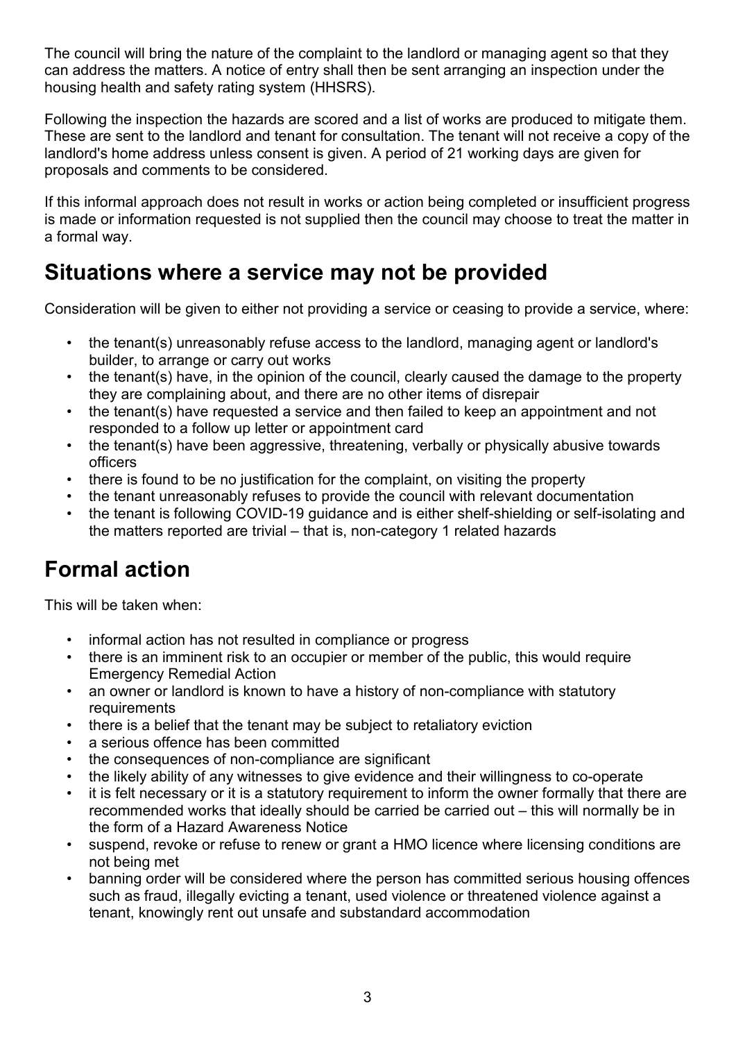The council will bring the nature of the complaint to the landlord or managing agent so that they can address the matters. A notice of entry shall then be sent arranging an inspection under the housing health and safety rating system (HHSRS).

Following the inspection the hazards are scored and a list of works are produced to mitigate them. These are sent to the landlord and tenant for consultation. The tenant will not receive a copy of the landlord's home address unless consent is given. A period of 21 working days are given for proposals and comments to be considered.

If this informal approach does not result in works or action being completed or insufficient progress is made or information requested is not supplied then the council may choose to treat the matter in a formal way.

## Situations where a service may not be provided

Consideration will be given to either not providing a service or ceasing to provide a service, where:

- the tenant(s) unreasonably refuse access to the landlord, managing agent or landlord's builder, to arrange or carry out works
- the tenant(s) have, in the opinion of the council, clearly caused the damage to the property they are complaining about, and there are no other items of disrepair
- the tenant(s) have requested a service and then failed to keep an appointment and not responded to a follow up letter or appointment card
- the tenant(s) have been aggressive, threatening, verbally or physically abusive towards officers
- there is found to be no justification for the complaint, on visiting the property
- the tenant unreasonably refuses to provide the council with relevant documentation
- the tenant is following COVID-19 guidance and is either shelf-shielding or self-isolating and the matters reported are trivial – that is, non-category 1 related hazards

## Formal action

This will be taken when:

- informal action has not resulted in compliance or progress
- there is an imminent risk to an occupier or member of the public, this would require Emergency Remedial Action
- an owner or landlord is known to have a history of non-compliance with statutory requirements
- there is a belief that the tenant may be subject to retaliatory eviction
- a serious offence has been committed
- the consequences of non-compliance are significant
- the likely ability of any witnesses to give evidence and their willingness to co-operate
- it is felt necessary or it is a statutory requirement to inform the owner formally that there are recommended works that ideally should be carried be carried out – this will normally be in the form of a Hazard Awareness Notice
- suspend, revoke or refuse to renew or grant a HMO licence where licensing conditions are not being met
- banning order will be considered where the person has committed serious housing offences such as fraud, illegally evicting a tenant, used violence or threatened violence against a tenant, knowingly rent out unsafe and substandard accommodation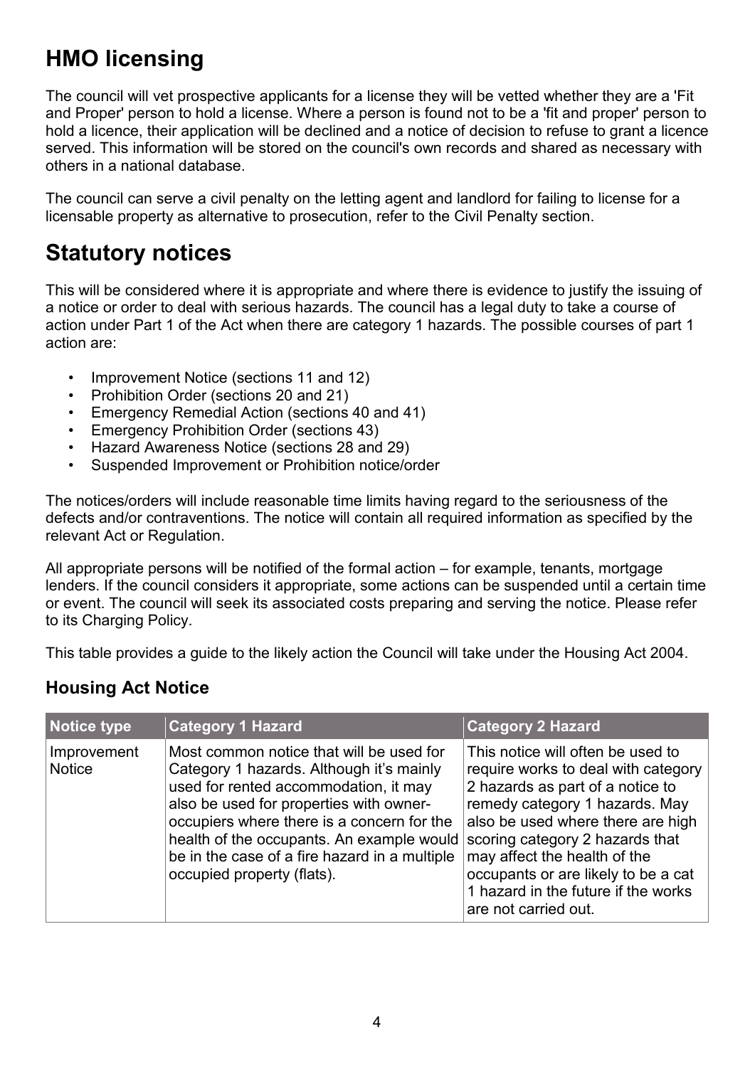## HMO licensing

The council will vet prospective applicants for a license they will be vetted whether they are a 'Fit and Proper' person to hold a license. Where a person is found not to be a 'fit and proper' person to hold a licence, their application will be declined and a notice of decision to refuse to grant a licence served. This information will be stored on the council's own records and shared as necessary with others in a national database.

The council can serve a civil penalty on the letting agent and landlord for failing to license for a licensable property as alternative to prosecution, refer to the Civil Penalty section.

## Statutory notices

This will be considered where it is appropriate and where there is evidence to justify the issuing of a notice or order to deal with serious hazards. The council has a legal duty to take a course of action under Part 1 of the Act when there are category 1 hazards. The possible courses of part 1 action are:

- Improvement Notice (sections 11 and 12)
- Prohibition Order (sections 20 and 21)
- Emergency Remedial Action (sections 40 and 41)
- Emergency Prohibition Order (sections 43)
- Hazard Awareness Notice (sections 28 and 29)
- Suspended Improvement or Prohibition notice/order

The notices/orders will include reasonable time limits having regard to the seriousness of the defects and/or contraventions. The notice will contain all required information as specified by the relevant Act or Regulation.

All appropriate persons will be notified of the formal action – for example, tenants, mortgage lenders. If the council considers it appropriate, some actions can be suspended until a certain time or event. The council will seek its associated costs preparing and serving the notice. Please refer to its Charging Policy.

This table provides a guide to the likely action the Council will take under the Housing Act 2004.

### Housing Act Notice

| Notice type | Category 1 Hazard | Category 2 Hazard |
|---|---|---|
| Improvement Notice | Most common notice that will be used for Category 1 hazards. Although it's mainly used for rented accommodation, it may also be used for properties with owner-occupiers where there is a concern for the health of the occupants. An example would be in the case of a fire hazard in a multiple occupied property (flats). | This notice will often be used to require works to deal with category 2 hazards as part of a notice to remedy category 1 hazards. May also be used where there are high scoring category 2 hazards that may affect the health of the occupants or are likely to be a cat 1 hazard in the future if the works are not carried out. |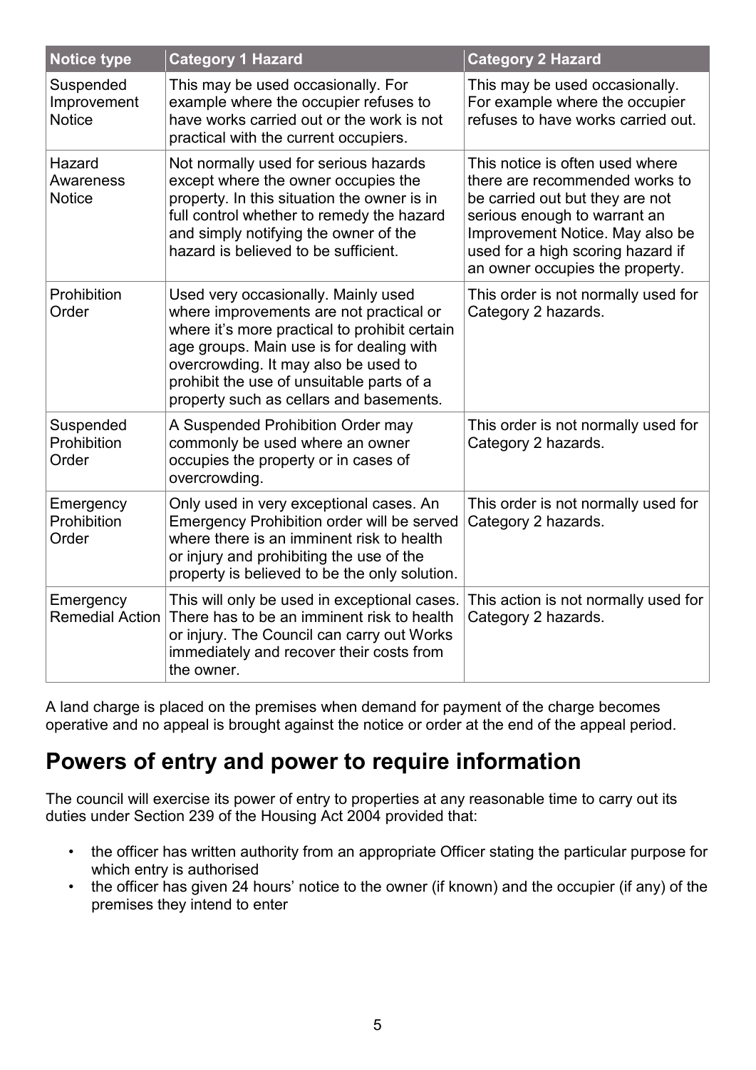| Notice type | Category 1 Hazard | Category 2 Hazard |
|---|---|---|
| Suspended Improvement Notice | This may be used occasionally. For example where the occupier refuses to have works carried out or the work is not practical with the current occupiers. | This may be used occasionally. For example where the occupier refuses to have works carried out. |
| Hazard Awareness Notice | Not normally used for serious hazards except where the owner occupies the property. In this situation the owner is in full control whether to remedy the hazard and simply notifying the owner of the hazard is believed to be sufficient. | This notice is often used where there are recommended works to be carried out but they are not serious enough to warrant an Improvement Notice. May also be used for a high scoring hazard if an owner occupies the property. |
| Prohibition Order | Used very occasionally. Mainly used where improvements are not practical or where it's more practical to prohibit certain age groups. Main use is for dealing with overcrowding. It may also be used to prohibit the use of unsuitable parts of a property such as cellars and basements. | This order is not normally used for Category 2 hazards. |
| Suspended Prohibition Order | A Suspended Prohibition Order may commonly be used where an owner occupies the property or in cases of overcrowding. | This order is not normally used for Category 2 hazards. |
| Emergency Prohibition Order | Only used in very exceptional cases. An Emergency Prohibition order will be served where there is an imminent risk to health or injury and prohibiting the use of the property is believed to be the only solution. | This order is not normally used for Category 2 hazards. |
| Emergency Remedial Action | This will only be used in exceptional cases. There has to be an imminent risk to health or injury. The Council can carry out Works immediately and recover their costs from the owner. | This action is not normally used for Category 2 hazards. |

A land charge is placed on the premises when demand for payment of the charge becomes operative and no appeal is brought against the notice or order at the end of the appeal period.

## Powers of entry and power to require information

The council will exercise its power of entry to properties at any reasonable time to carry out its duties under Section 239 of the Housing Act 2004 provided that:

- the officer has written authority from an appropriate Officer stating the particular purpose for which entry is authorised
- the officer has given 24 hours' notice to the owner (if known) and the occupier (if any) of the premises they intend to enter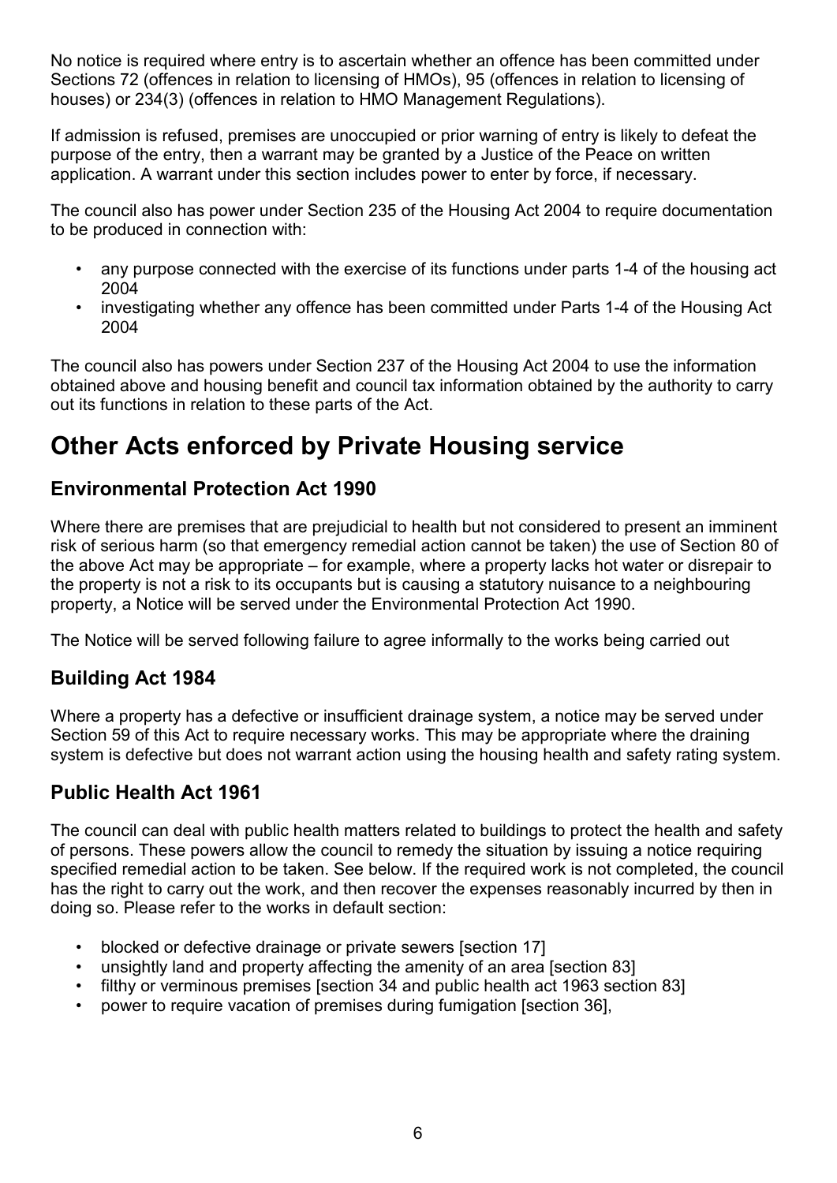No notice is required where entry is to ascertain whether an offence has been committed under Sections 72 (offences in relation to licensing of HMOs), 95 (offences in relation to licensing of houses) or 234(3) (offences in relation to HMO Management Regulations).

If admission is refused, premises are unoccupied or prior warning of entry is likely to defeat the purpose of the entry, then a warrant may be granted by a Justice of the Peace on written application. A warrant under this section includes power to enter by force, if necessary.

The council also has power under Section 235 of the Housing Act 2004 to require documentation to be produced in connection with:

- any purpose connected with the exercise of its functions under parts 1-4 of the housing act 2004
- investigating whether any offence has been committed under Parts 1-4 of the Housing Act 2004

The council also has powers under Section 237 of the Housing Act 2004 to use the information obtained above and housing benefit and council tax information obtained by the authority to carry out its functions in relation to these parts of the Act.

# Other Acts enforced by Private Housing service

## Environmental Protection Act 1990

Where there are premises that are prejudicial to health but not considered to present an imminent risk of serious harm (so that emergency remedial action cannot be taken) the use of Section 80 of the above Act may be appropriate – for example, where a property lacks hot water or disrepair to the property is not a risk to its occupants but is causing a statutory nuisance to a neighbouring property, a Notice will be served under the Environmental Protection Act 1990.

The Notice will be served following failure to agree informally to the works being carried out

## Building Act 1984

Where a property has a defective or insufficient drainage system, a notice may be served under Section 59 of this Act to require necessary works. This may be appropriate where the draining system is defective but does not warrant action using the housing health and safety rating system.

## Public Health Act 1961

The council can deal with public health matters related to buildings to protect the health and safety of persons. These powers allow the council to remedy the situation by issuing a notice requiring specified remedial action to be taken. See below. If the required work is not completed, the council has the right to carry out the work, and then recover the expenses reasonably incurred by then in doing so. Please refer to the works in default section:

- blocked or defective drainage or private sewers [section 17]
- unsightly land and property affecting the amenity of an area [section 83]
- filthy or verminous premises [section 34 and public health act 1963 section 83]
- power to require vacation of premises during fumigation [section 36],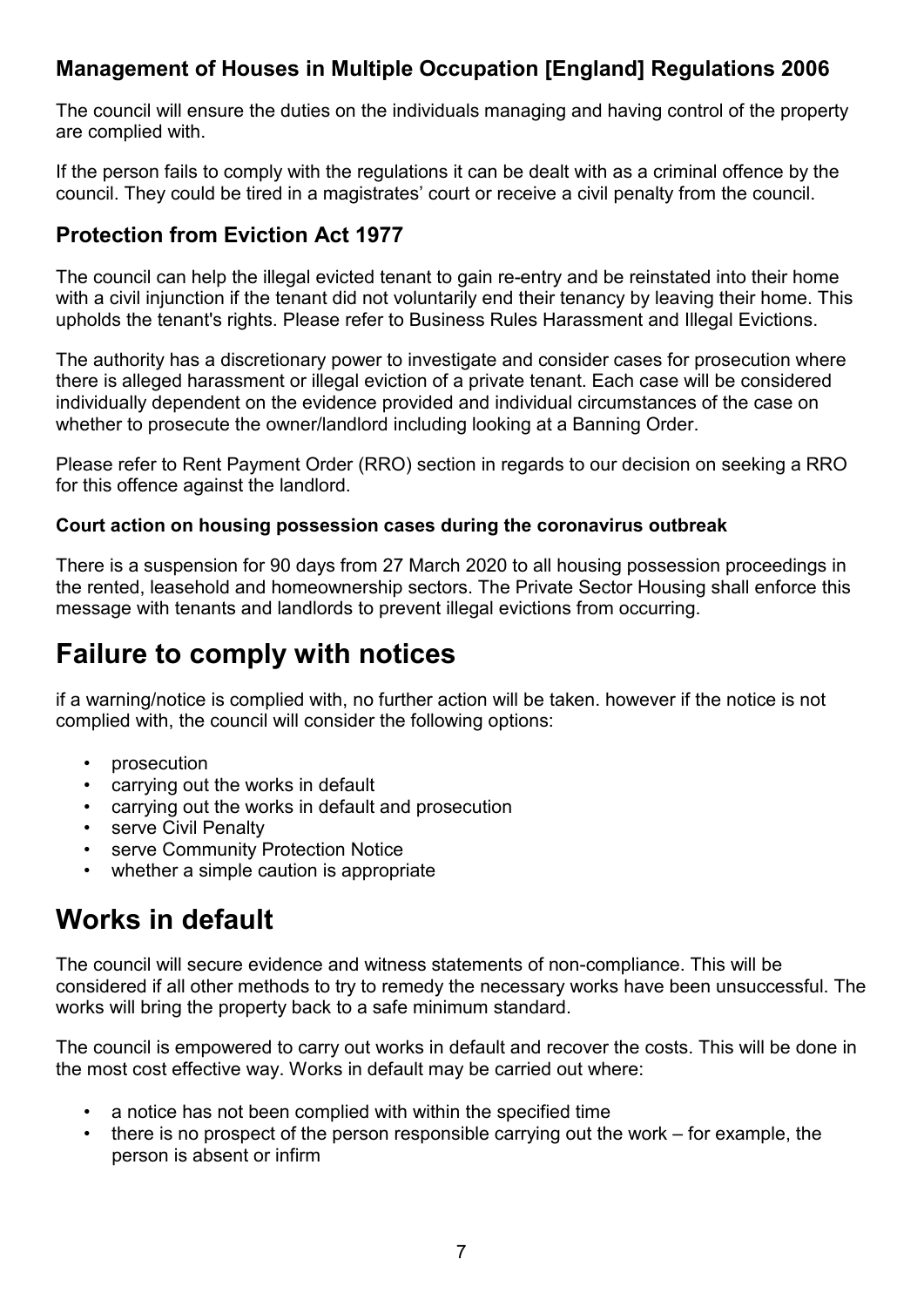### Management of Houses in Multiple Occupation [England] Regulations 2006

The council will ensure the duties on the individuals managing and having control of the property are complied with.

If the person fails to comply with the regulations it can be dealt with as a criminal offence by the council. They could be tired in a magistrates' court or receive a civil penalty from the council.

### Protection from Eviction Act 1977

The council can help the illegal evicted tenant to gain re-entry and be reinstated into their home with a civil injunction if the tenant did not voluntarily end their tenancy by leaving their home. This upholds the tenant's rights. Please refer to Business Rules Harassment and Illegal Evictions.

The authority has a discretionary power to investigate and consider cases for prosecution where there is alleged harassment or illegal eviction of a private tenant. Each case will be considered individually dependent on the evidence provided and individual circumstances of the case on whether to prosecute the owner/landlord including looking at a Banning Order.

Please refer to Rent Payment Order (RRO) section in regards to our decision on seeking a RRO for this offence against the landlord.

#### Court action on housing possession cases during the coronavirus outbreak

There is a suspension for 90 days from 27 March 2020 to all housing possession proceedings in the rented, leasehold and homeownership sectors. The Private Sector Housing shall enforce this message with tenants and landlords to prevent illegal evictions from occurring.

## Failure to comply with notices

if a warning/notice is complied with, no further action will be taken. however if the notice is not complied with, the council will consider the following options:

- prosecution
- carrying out the works in default
- carrying out the works in default and prosecution
- serve Civil Penalty
- serve Community Protection Notice
- whether a simple caution is appropriate

## Works in default

The council will secure evidence and witness statements of non-compliance. This will be considered if all other methods to try to remedy the necessary works have been unsuccessful. The works will bring the property back to a safe minimum standard.

The council is empowered to carry out works in default and recover the costs. This will be done in the most cost effective way. Works in default may be carried out where:

- a notice has not been complied with within the specified time
- there is no prospect of the person responsible carrying out the work – for example, the person is absent or infirm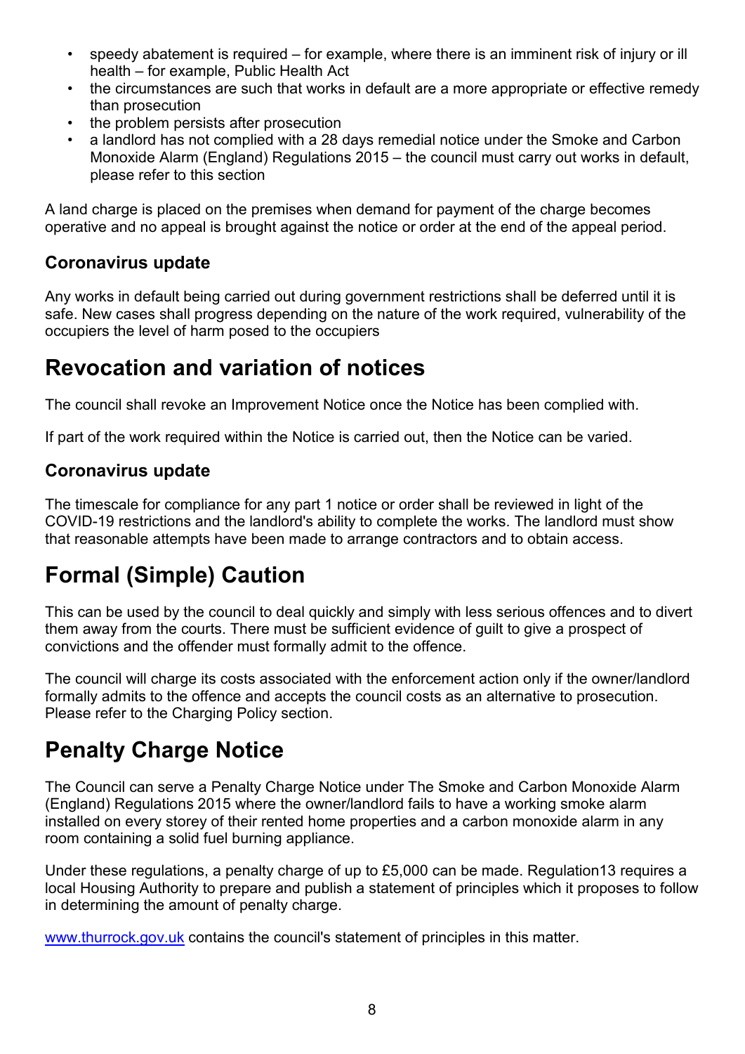- speedy abatement is required – for example, where there is an imminent risk of injury or ill health – for example, Public Health Act
- the circumstances are such that works in default are a more appropriate or effective remedy than prosecution
- the problem persists after prosecution
- a landlord has not complied with a 28 days remedial notice under the Smoke and Carbon Monoxide Alarm (England) Regulations 2015 – the council must carry out works in default, please refer to this section

A land charge is placed on the premises when demand for payment of the charge becomes operative and no appeal is brought against the notice or order at the end of the appeal period.

### Coronavirus update

Any works in default being carried out during government restrictions shall be deferred until it is safe. New cases shall progress depending on the nature of the work required, vulnerability of the occupiers the level of harm posed to the occupiers

## Revocation and variation of notices

The council shall revoke an Improvement Notice once the Notice has been complied with.

If part of the work required within the Notice is carried out, then the Notice can be varied.

### Coronavirus update

The timescale for compliance for any part 1 notice or order shall be reviewed in light of the COVID-19 restrictions and the landlord's ability to complete the works. The landlord must show that reasonable attempts have been made to arrange contractors and to obtain access.

## Formal (Simple) Caution

This can be used by the council to deal quickly and simply with less serious offences and to divert them away from the courts. There must be sufficient evidence of guilt to give a prospect of convictions and the offender must formally admit to the offence.

The council will charge its costs associated with the enforcement action only if the owner/landlord formally admits to the offence and accepts the council costs as an alternative to prosecution. Please refer to the Charging Policy section.

## Penalty Charge Notice

The Council can serve a Penalty Charge Notice under The Smoke and Carbon Monoxide Alarm (England) Regulations 2015 where the owner/landlord fails to have a working smoke alarm installed on every storey of their rented home properties and a carbon monoxide alarm in any room containing a solid fuel burning appliance.

Under these regulations, a penalty charge of up to £5,000 can be made. Regulation13 requires a local Housing Authority to prepare and publish a statement of principles which it proposes to follow in determining the amount of penalty charge.

[www.thurrock.gov.uk](http://www.thurrock.gov.uk) contains the council's statement of principles in this matter.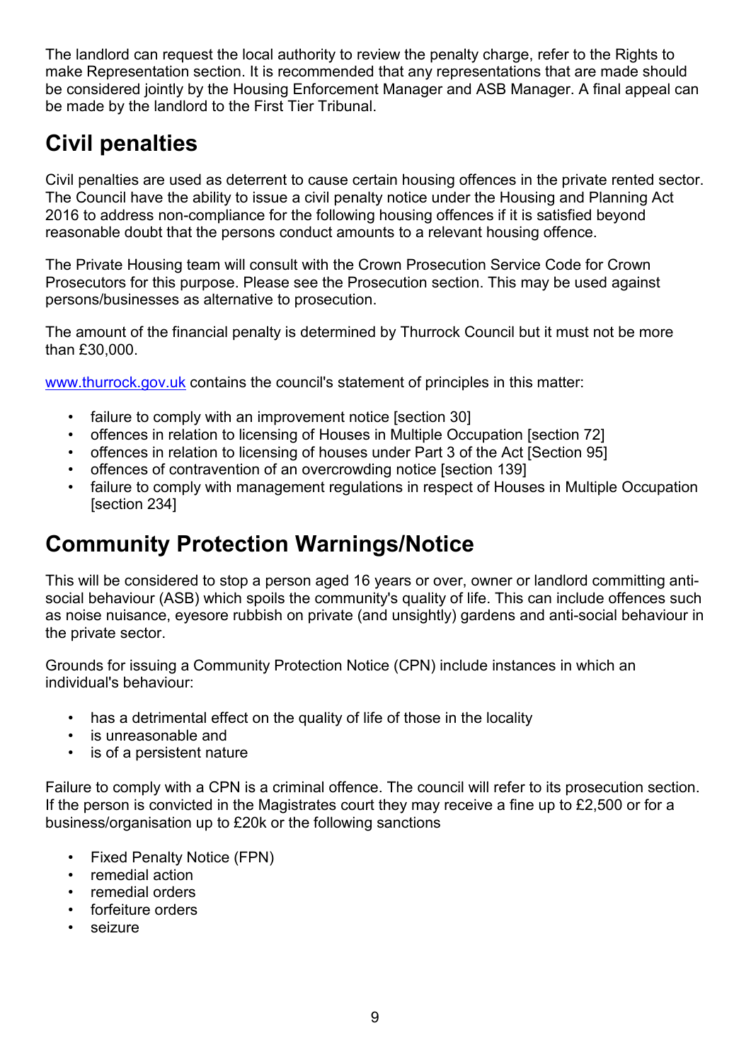The landlord can request the local authority to review the penalty charge, refer to the Rights to make Representation section. It is recommended that any representations that are made should be considered jointly by the Housing Enforcement Manager and ASB Manager. A final appeal can be made by the landlord to the First Tier Tribunal.

## Civil penalties

Civil penalties are used as deterrent to cause certain housing offences in the private rented sector. The Council have the ability to issue a civil penalty notice under the Housing and Planning Act 2016 to address non-compliance for the following housing offences if it is satisfied beyond reasonable doubt that the persons conduct amounts to a relevant housing offence.

The Private Housing team will consult with the Crown Prosecution Service Code for Crown Prosecutors for this purpose. Please see the Prosecution section. This may be used against persons/businesses as alternative to prosecution.

The amount of the financial penalty is determined by Thurrock Council but it must not be more than £30,000.

www.thurrock.gov.uk contains the council's statement of principles in this matter:

- failure to comply with an improvement notice [section 30]
- offences in relation to licensing of Houses in Multiple Occupation [section 72]
- offences in relation to licensing of houses under Part 3 of the Act [Section 95]
- offences of contravention of an overcrowding notice [section 139]
- failure to comply with management regulations in respect of Houses in Multiple Occupation [section 234]

## Community Protection Warnings/Notice

This will be considered to stop a person aged 16 years or over, owner or landlord committing anti-social behaviour (ASB) which spoils the community's quality of life. This can include offences such as noise nuisance, eyesore rubbish on private (and unsightly) gardens and anti-social behaviour in the private sector.

Grounds for issuing a Community Protection Notice (CPN) include instances in which an individual's behaviour:

- has a detrimental effect on the quality of life of those in the locality
- is unreasonable and
- is of a persistent nature

Failure to comply with a CPN is a criminal offence. The council will refer to its prosecution section. If the person is convicted in the Magistrates court they may receive a fine up to £2,500 or for a business/organisation up to £20k or the following sanctions

- Fixed Penalty Notice (FPN)
- remedial action
- remedial orders
- forfeiture orders
- seizure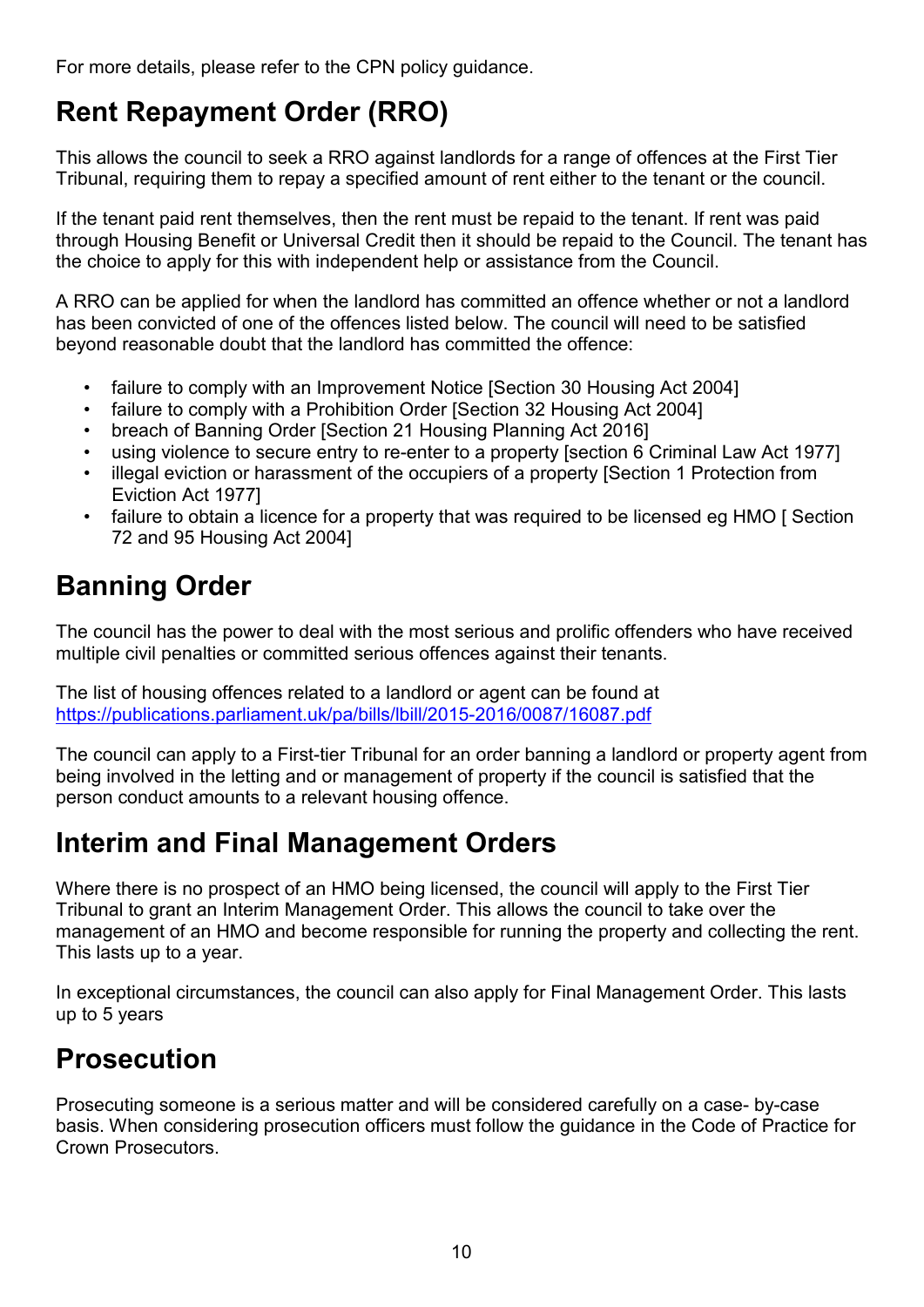For more details, please refer to the CPN policy guidance.

## Rent Repayment Order (RRO)

This allows the council to seek a RRO against landlords for a range of offences at the First Tier Tribunal, requiring them to repay a specified amount of rent either to the tenant or the council.

If the tenant paid rent themselves, then the rent must be repaid to the tenant. If rent was paid through Housing Benefit or Universal Credit then it should be repaid to the Council. The tenant has the choice to apply for this with independent help or assistance from the Council.

A RRO can be applied for when the landlord has committed an offence whether or not a landlord has been convicted of one of the offences listed below. The council will need to be satisfied beyond reasonable doubt that the landlord has committed the offence:

- failure to comply with an Improvement Notice [Section 30 Housing Act 2004]
- failure to comply with a Prohibition Order [Section 32 Housing Act 2004]
- breach of Banning Order [Section 21 Housing Planning Act 2016]
- using violence to secure entry to re-enter to a property [section 6 Criminal Law Act 1977]
- illegal eviction or harassment of the occupiers of a property [Section 1 Protection from Eviction Act 1977]
- failure to obtain a licence for a property that was required to be licensed eg HMO [ Section 72 and 95 Housing Act 2004]

## Banning Order

The council has the power to deal with the most serious and prolific offenders who have received multiple civil penalties or committed serious offences against their tenants.

The list of housing offences related to a landlord or agent can be found at https://publications.parliament.uk/pa/bills/lbill/2015-2016/0087/16087.pdf

The council can apply to a First-tier Tribunal for an order banning a landlord or property agent from being involved in the letting and or management of property if the council is satisfied that the person conduct amounts to a relevant housing offence.

## Interim and Final Management Orders

Where there is no prospect of an HMO being licensed, the council will apply to the First Tier Tribunal to grant an Interim Management Order. This allows the council to take over the management of an HMO and become responsible for running the property and collecting the rent. This lasts up to a year.

In exceptional circumstances, the council can also apply for Final Management Order. This lasts up to 5 years

## Prosecution

Prosecuting someone is a serious matter and will be considered carefully on a case- by-case basis. When considering prosecution officers must follow the guidance in the Code of Practice for Crown Prosecutors.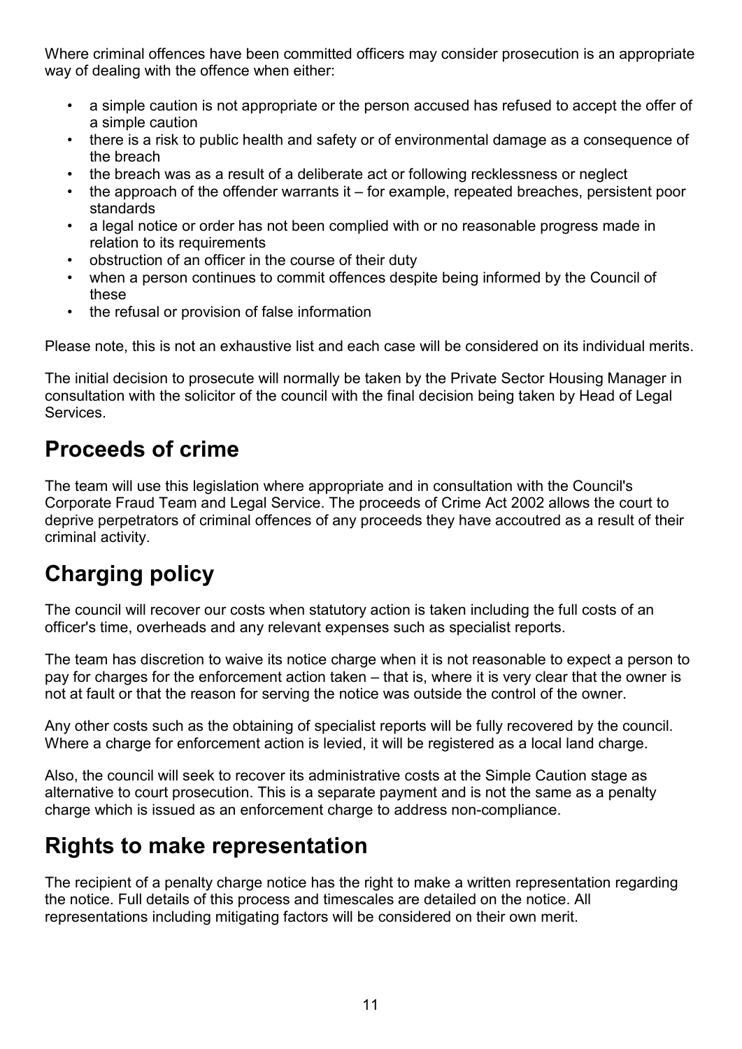Where criminal offences have been committed officers may consider prosecution is an appropriate way of dealing with the offence when either:

- a simple caution is not appropriate or the person accused has refused to accept the offer of a simple caution
- there is a risk to public health and safety or of environmental damage as a consequence of the breach
- the breach was as a result of a deliberate act or following recklessness or neglect
- the approach of the offender warrants it – for example, repeated breaches, persistent poor standards
- a legal notice or order has not been complied with or no reasonable progress made in relation to its requirements
- obstruction of an officer in the course of their duty
- when a person continues to commit offences despite being informed by the Council of these
- the refusal or provision of false information

Please note, this is not an exhaustive list and each case will be considered on its individual merits.

The initial decision to prosecute will normally be taken by the Private Sector Housing Manager in consultation with the solicitor of the council with the final decision being taken by Head of Legal Services.

## Proceeds of crime

The team will use this legislation where appropriate and in consultation with the Council's Corporate Fraud Team and Legal Service. The proceeds of Crime Act 2002 allows the court to deprive perpetrators of criminal offences of any proceeds they have accoutred as a result of their criminal activity.

## Charging policy

The council will recover our costs when statutory action is taken including the full costs of an officer's time, overheads and any relevant expenses such as specialist reports.

The team has discretion to waive its notice charge when it is not reasonable to expect a person to pay for charges for the enforcement action taken – that is, where it is very clear that the owner is not at fault or that the reason for serving the notice was outside the control of the owner.

Any other costs such as the obtaining of specialist reports will be fully recovered by the council. Where a charge for enforcement action is levied, it will be registered as a local land charge.

Also, the council will seek to recover its administrative costs at the Simple Caution stage as alternative to court prosecution. This is a separate payment and is not the same as a penalty charge which is issued as an enforcement charge to address non-compliance.

## Rights to make representation

The recipient of a penalty charge notice has the right to make a written representation regarding the notice. Full details of this process and timescales are detailed on the notice. All representations including mitigating factors will be considered on their own merit.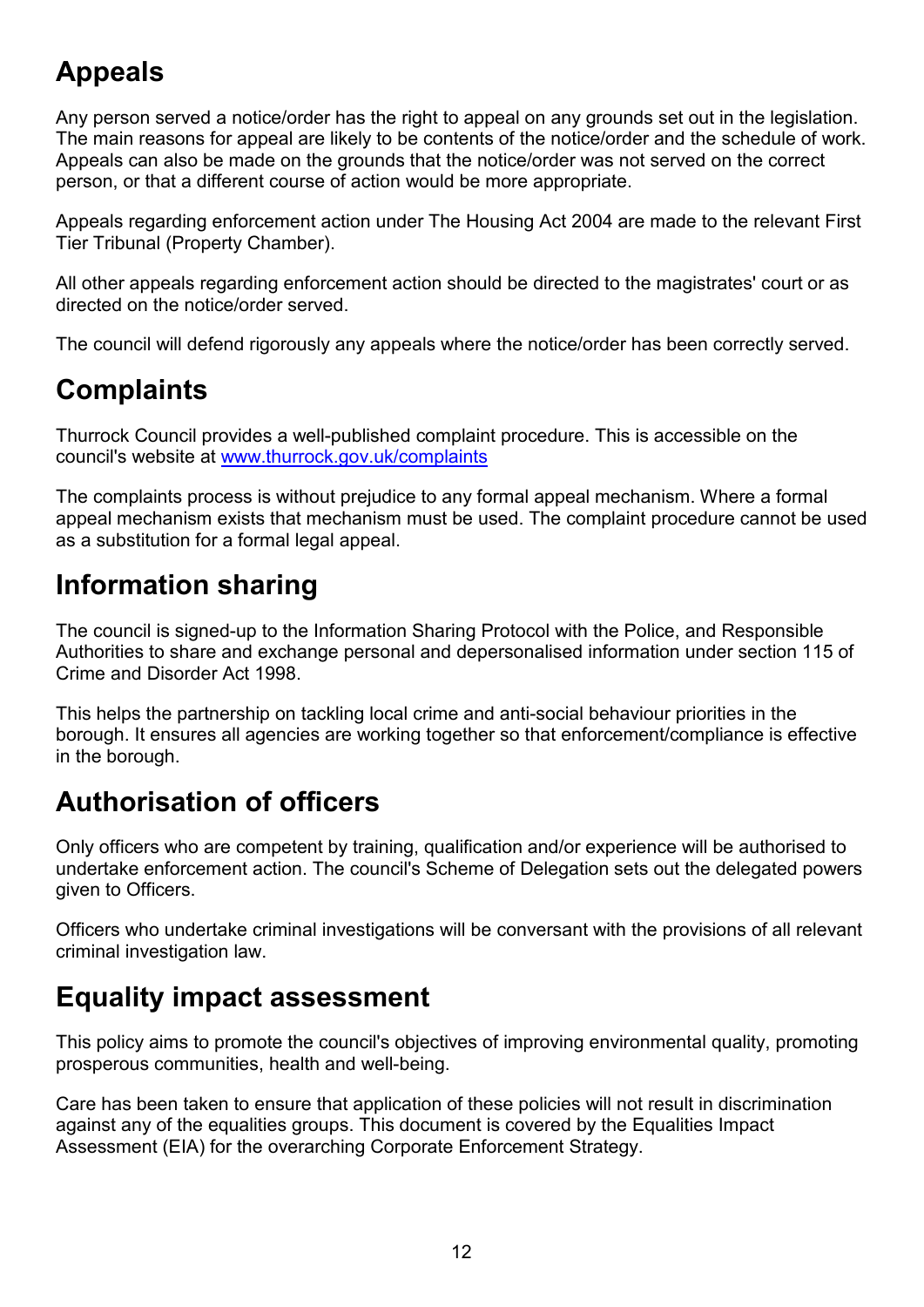## Appeals

Any person served a notice/order has the right to appeal on any grounds set out in the legislation. The main reasons for appeal are likely to be contents of the notice/order and the schedule of work. Appeals can also be made on the grounds that the notice/order was not served on the correct person, or that a different course of action would be more appropriate.

Appeals regarding enforcement action under The Housing Act 2004 are made to the relevant First Tier Tribunal (Property Chamber).

All other appeals regarding enforcement action should be directed to the magistrates' court or as directed on the notice/order served.

The council will defend rigorously any appeals where the notice/order has been correctly served.

## Complaints

Thurrock Council provides a well-published complaint procedure. This is accessible on the council's website at [www.thurrock.gov.uk/complaints](http://www.thurrock.gov.uk/complaints)

The complaints process is without prejudice to any formal appeal mechanism. Where a formal appeal mechanism exists that mechanism must be used. The complaint procedure cannot be used as a substitution for a formal legal appeal.

## Information sharing

The council is signed-up to the Information Sharing Protocol with the Police, and Responsible Authorities to share and exchange personal and depersonalised information under section 115 of Crime and Disorder Act 1998.

This helps the partnership on tackling local crime and anti-social behaviour priorities in the borough. It ensures all agencies are working together so that enforcement/compliance is effective in the borough.

## Authorisation of officers

Only officers who are competent by training, qualification and/or experience will be authorised to undertake enforcement action. The council's Scheme of Delegation sets out the delegated powers given to Officers.

Officers who undertake criminal investigations will be conversant with the provisions of all relevant criminal investigation law.

## Equality impact assessment

This policy aims to promote the council's objectives of improving environmental quality, promoting prosperous communities, health and well-being.

Care has been taken to ensure that application of these policies will not result in discrimination against any of the equalities groups. This document is covered by the Equalities Impact Assessment (EIA) for the overarching Corporate Enforcement Strategy.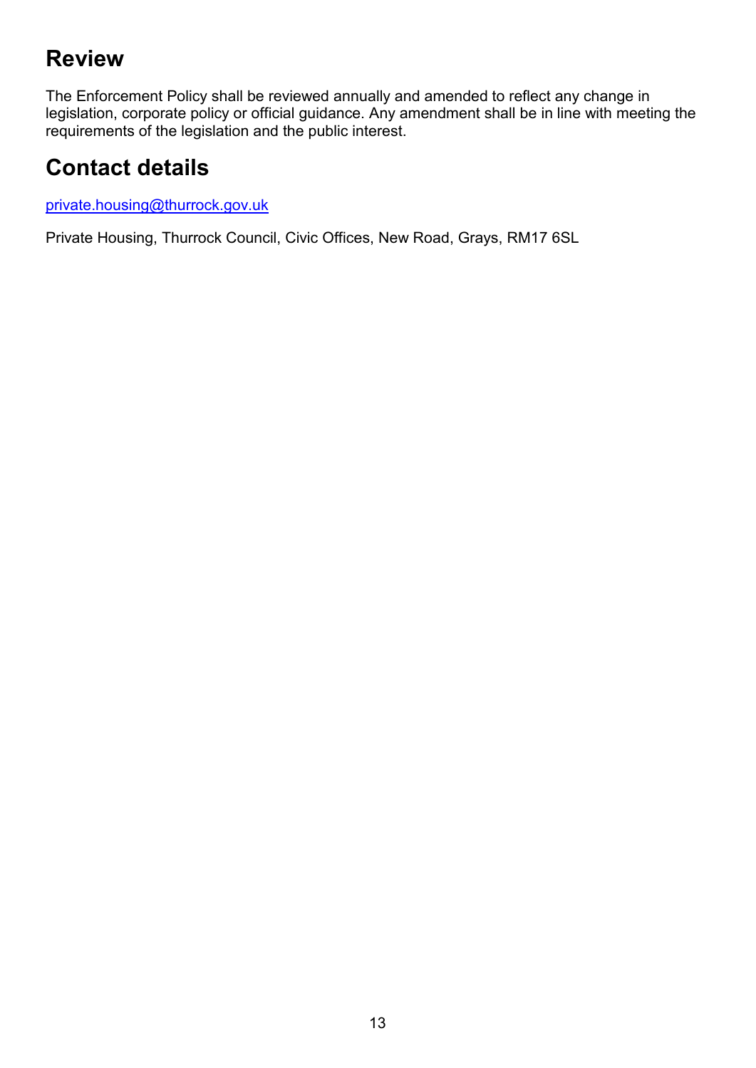## Review

The Enforcement Policy shall be reviewed annually and amended to reflect any change in legislation, corporate policy or official guidance. Any amendment shall be in line with meeting the requirements of the legislation and the public interest.

## Contact details

private.housing@thurrock.gov.uk

Private Housing, Thurrock Council, Civic Offices, New Road, Grays, RM17 6SL